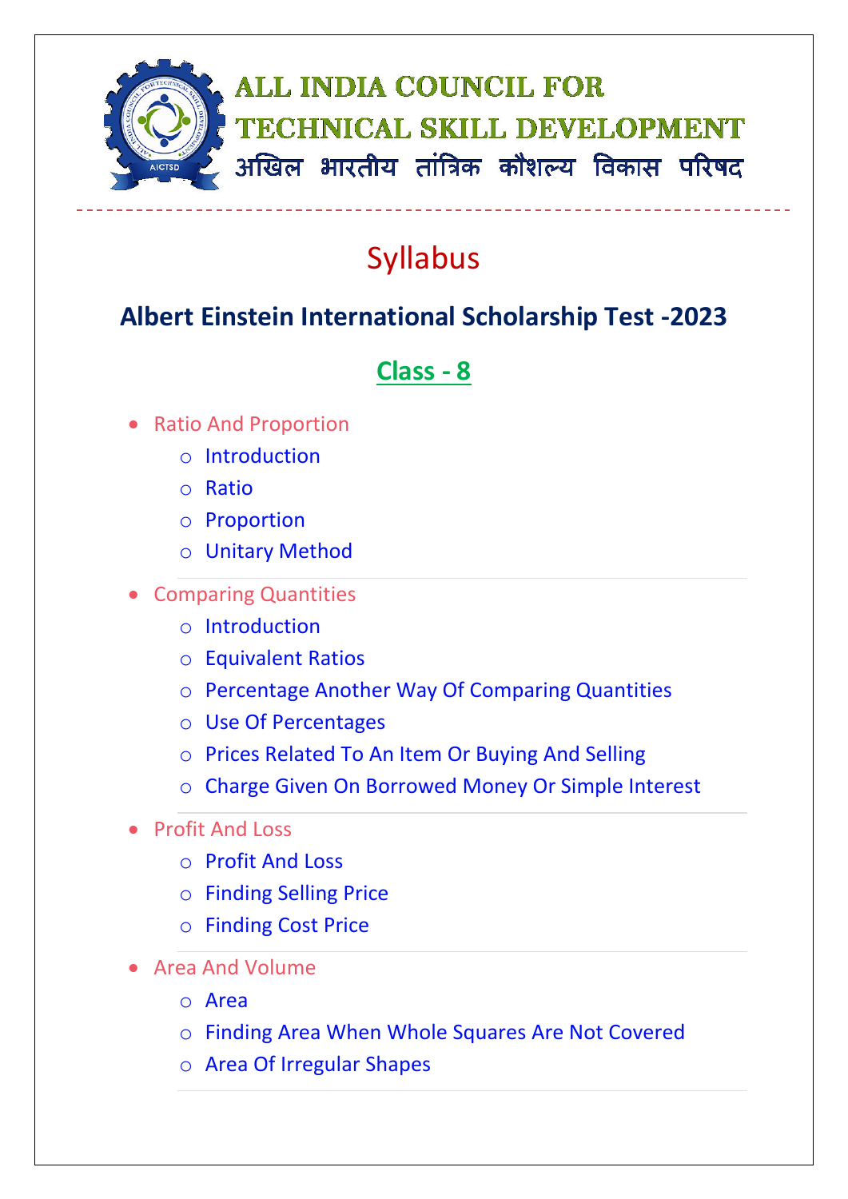# ALL INDIA COUNCIL FOR TECHNICAL SKILL DEVELOPMENT

# अखिल भारतीय तांत्रिक कौशल्य विकास परिषद

---

## Syllabus

## Albert Einstein International Scholarship Test -2023

### Class - 8

- Ratio And Proportion
  - Introduction
  - Ratio
  - Proportion
  - Unitary Method
- Comparing Quantities
  - Introduction
  - Equivalent Ratios
  - Percentage Another Way Of Comparing Quantities
  - Use Of Percentages
  - Prices Related To An Item Or Buying And Selling
  - Charge Given On Borrowed Money Or Simple Interest
- Profit And Loss
  - Profit And Loss
  - Finding Selling Price
  - Finding Cost Price
- Area And Volume
  - Area
  - Finding Area When Whole Squares Are Not Covered
  - Area Of Irregular Shapes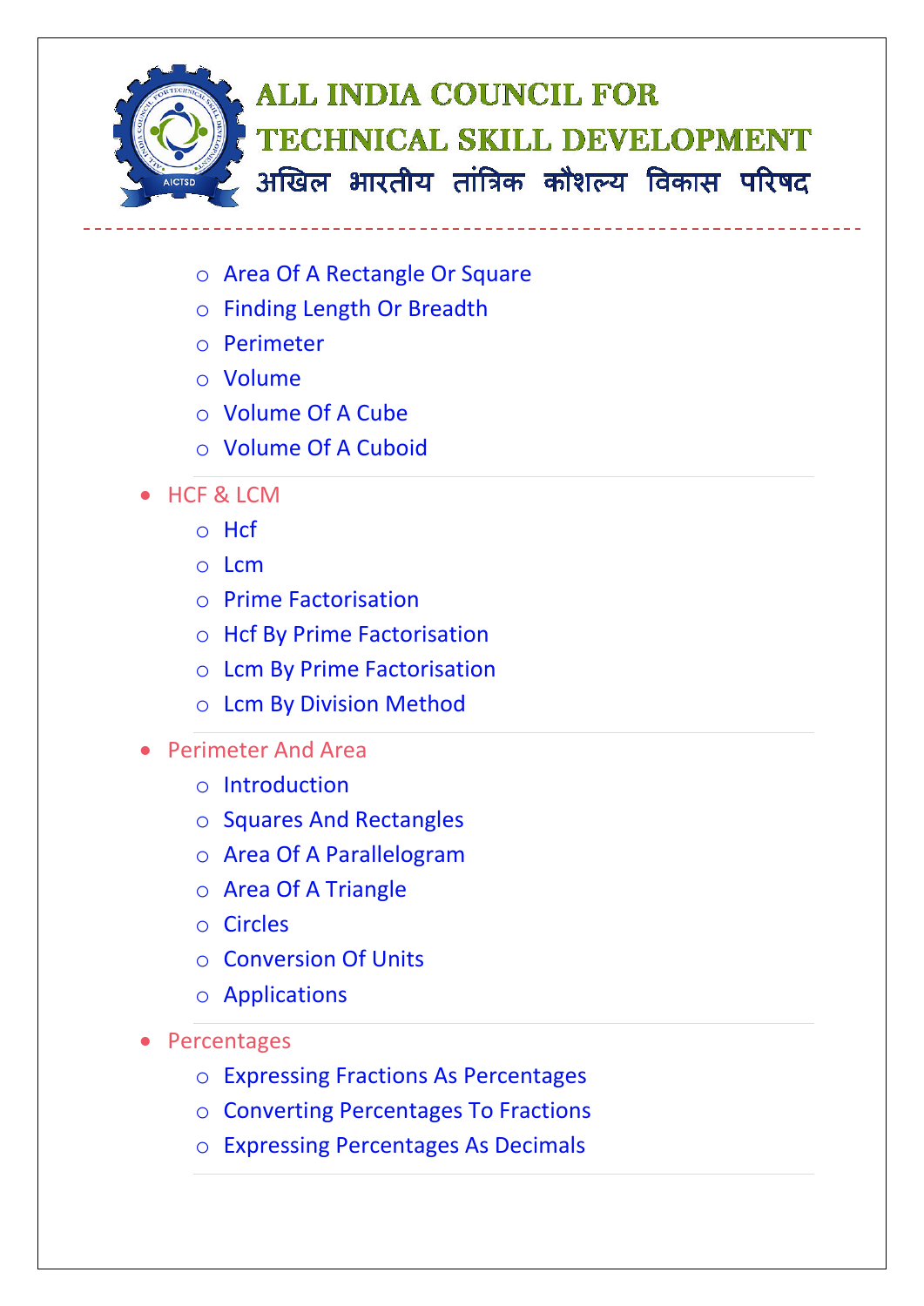- Area Of A Rectangle Or Square
  - Finding Length Or Breadth
  - Perimeter
  - Volume
  - Volume Of A Cube
  - Volume Of A Cuboid

- HCF & LCM
  - Hcf
  - Lcm
  - Prime Factorisation
  - Hcf By Prime Factorisation
  - Lcm By Prime Factorisation
  - Lcm By Division Method

- Perimeter And Area
  - Introduction
  - Squares And Rectangles
  - Area Of A Parallelogram
  - Area Of A Triangle
  - Circles
  - Conversion Of Units
  - Applications

- Percentages
  - Expressing Fractions As Percentages
  - Converting Percentages To Fractions
  - Expressing Percentages As Decimals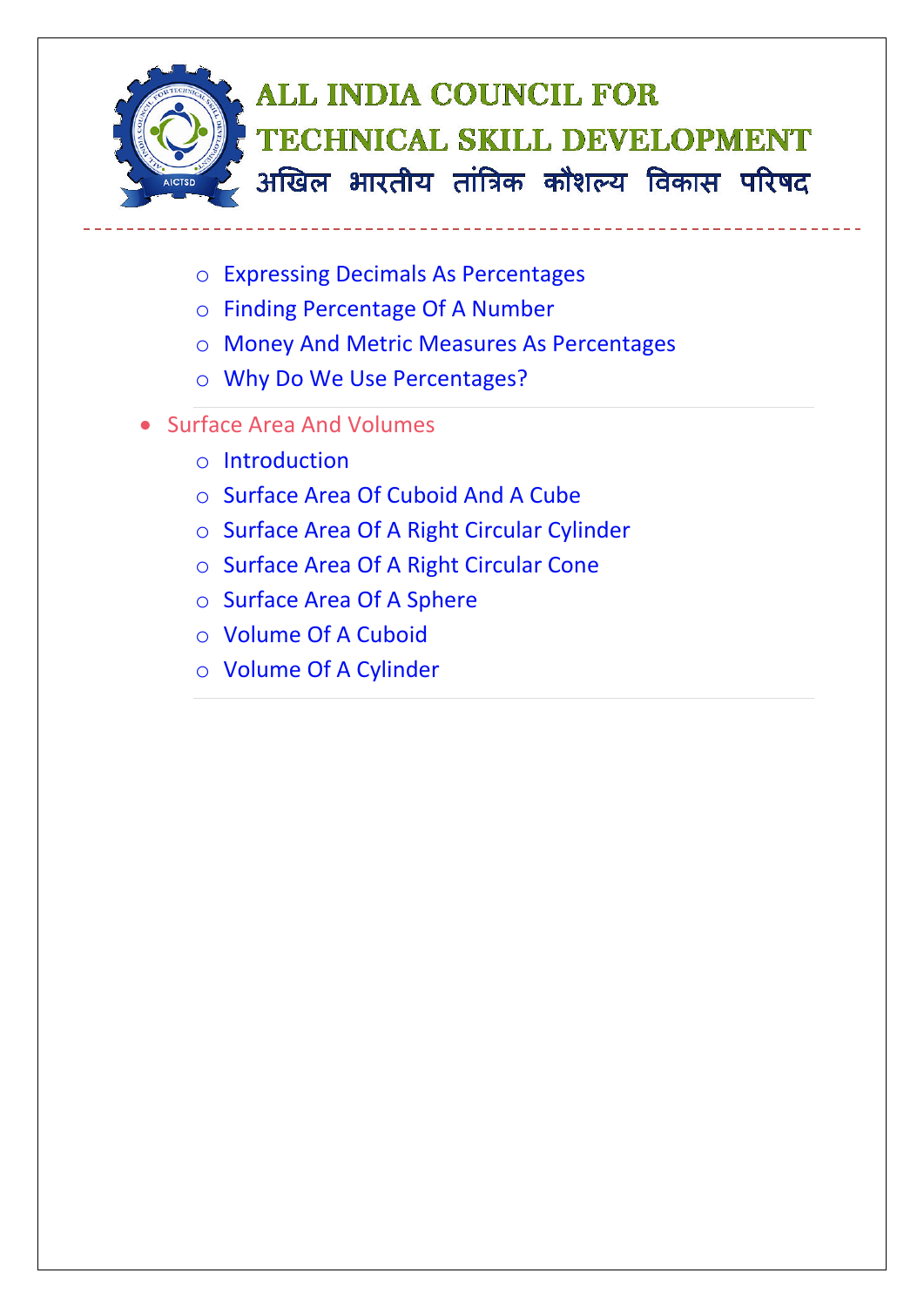- Expressing Decimals As Percentages
  - Finding Percentage Of A Number
  - Money And Metric Measures As Percentages
  - Why Do We Use Percentages?

- Surface Area And Volumes
  - Introduction
  - Surface Area Of Cuboid And A Cube
  - Surface Area Of A Right Circular Cylinder
  - Surface Area Of A Right Circular Cone
  - Surface Area Of A Sphere
  - Volume Of A Cuboid
  - Volume Of A Cylinder